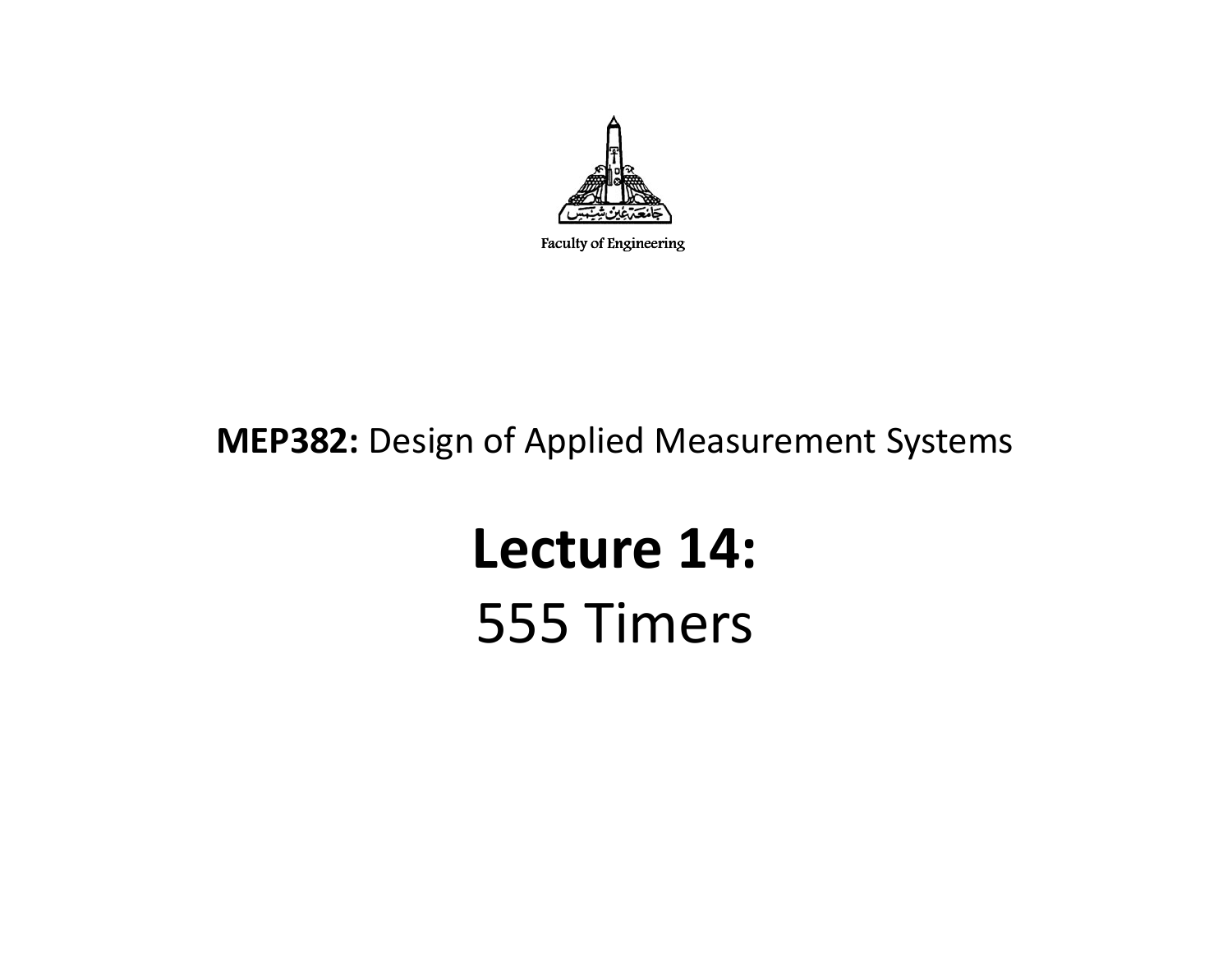Faculty of Engineering

**MEP382:** Design of Applied Measurement Systems

# Lecture 14:

## 555 Timers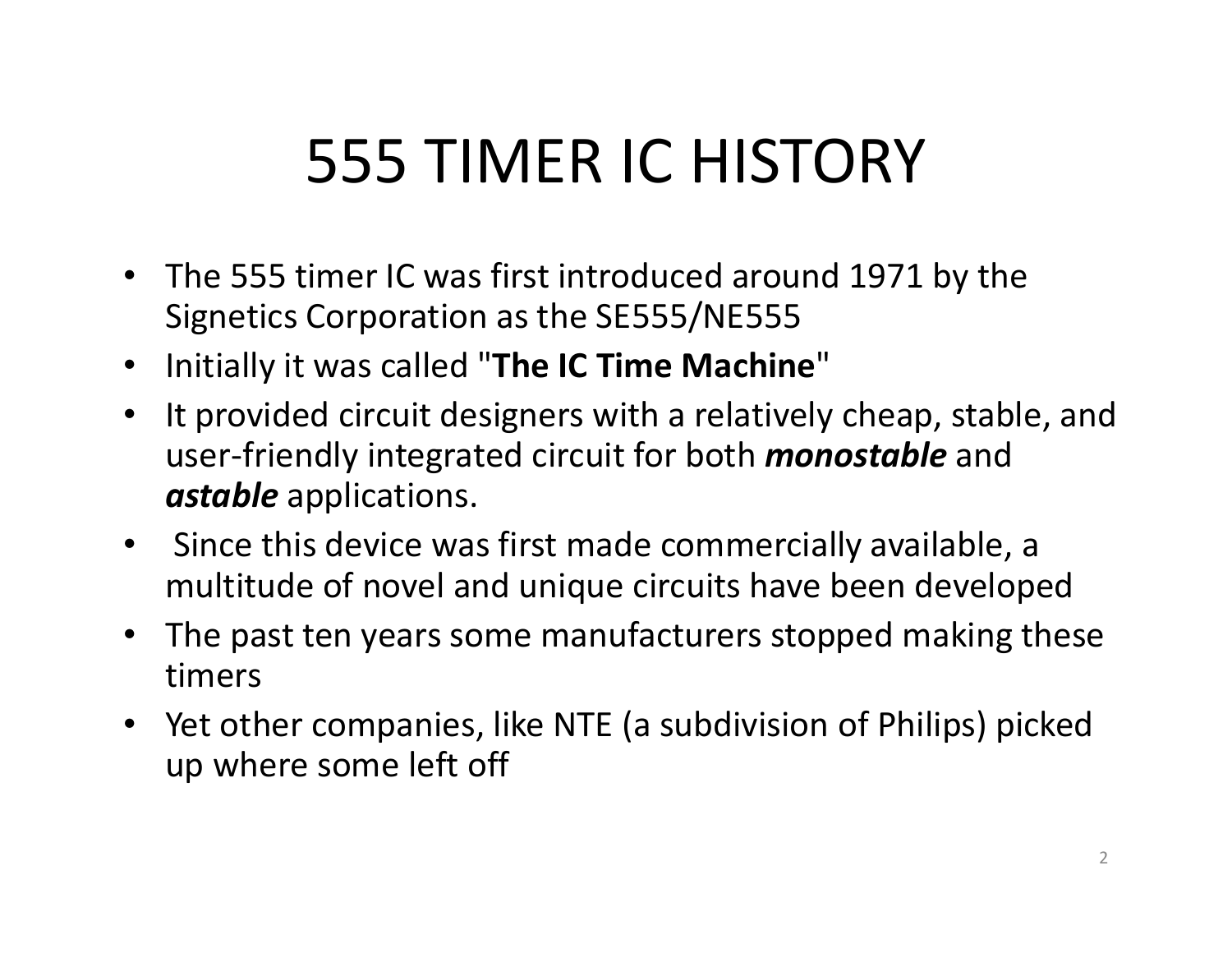# 555 TIMER IC HISTORY

- The 555 timer IC was first introduced around 1971 by the Signetics Corporation as the SE555/NE555
- Initially it was called "**The IC Time Machine**"
- It provided circuit designers with a relatively cheap, stable, and user-friendly integrated circuit for both ***monostable*** and ***astable*** applications.
- Since this device was first made commercially available, a multitude of novel and unique circuits have been developed
- The past ten years some manufacturers stopped making these timers
- Yet other companies, like NTE (a subdivision of Philips) picked up where some left off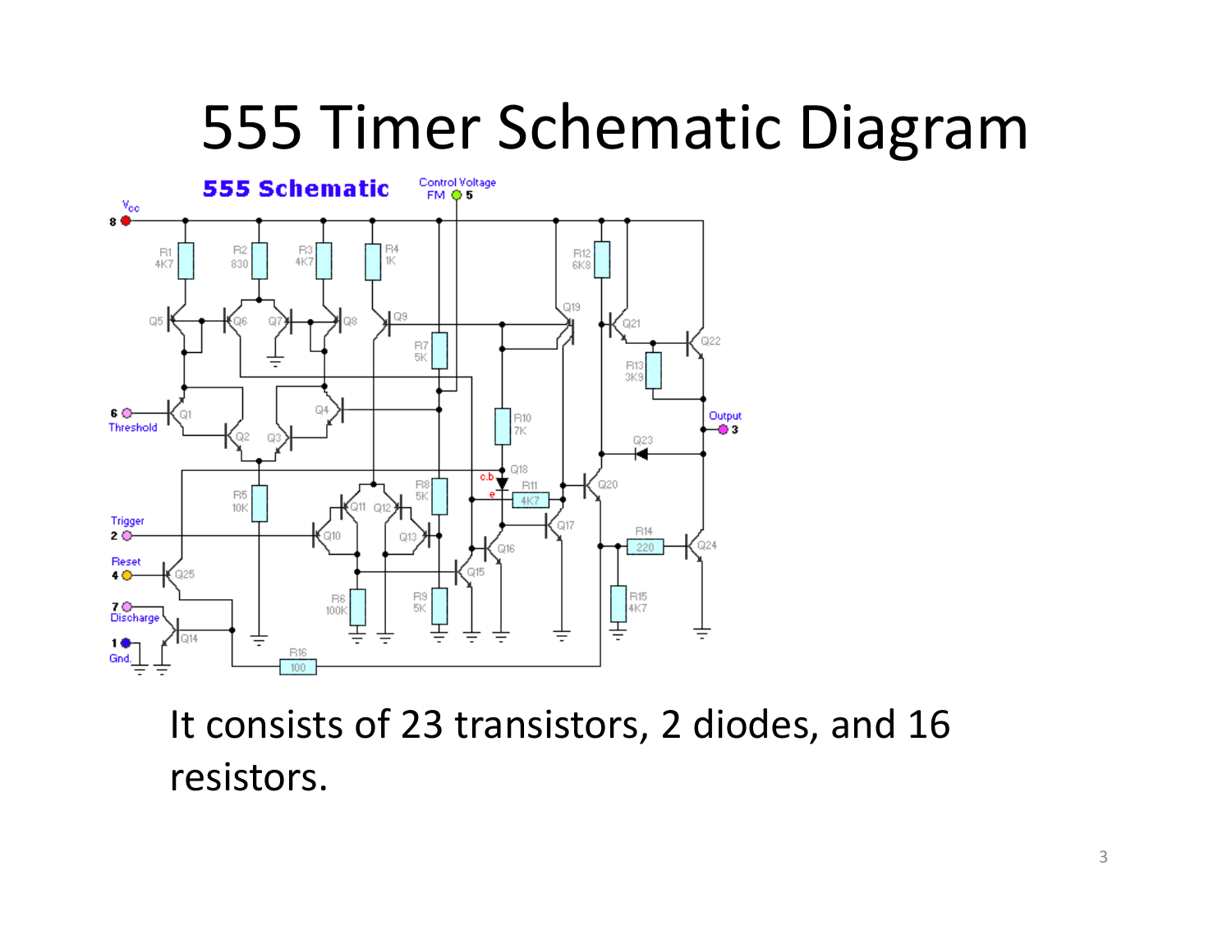# 555 Timer Schematic Diagram

It consists of 23 transistors, 2 diodes, and 16 resistors.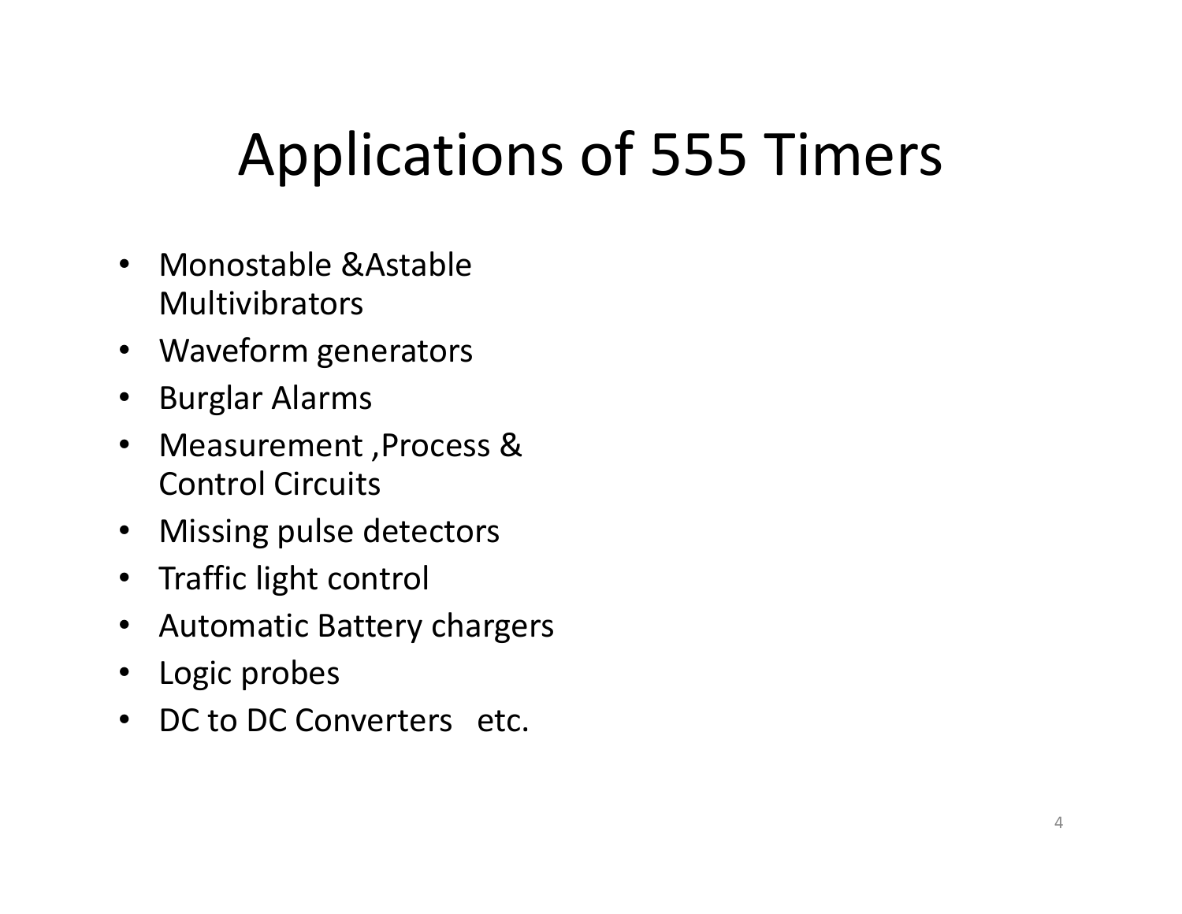# Applications of 555 Timers

- Monostable &Astable Multivibrators
- Waveform generators
- Burglar Alarms
- Measurement ,Process & Control Circuits
- Missing pulse detectors
- Traffic light control
- Automatic Battery chargers
- Logic probes
- DC to DC Converters etc.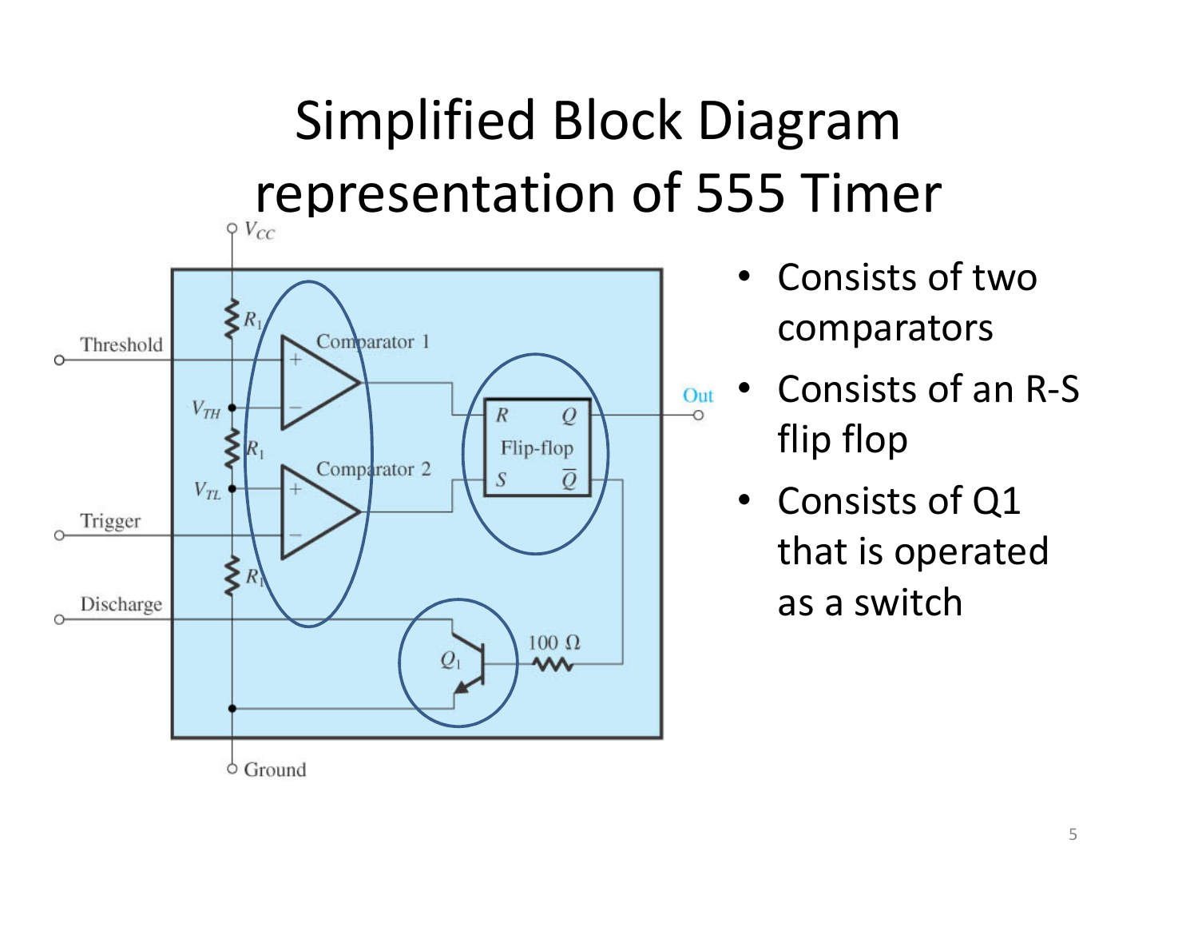# Simplified Block Diagram representation of 555 Timer

- Consists of two comparators
- Consists of an R-S flip flop
- Consists of Q1 that is operated as a switch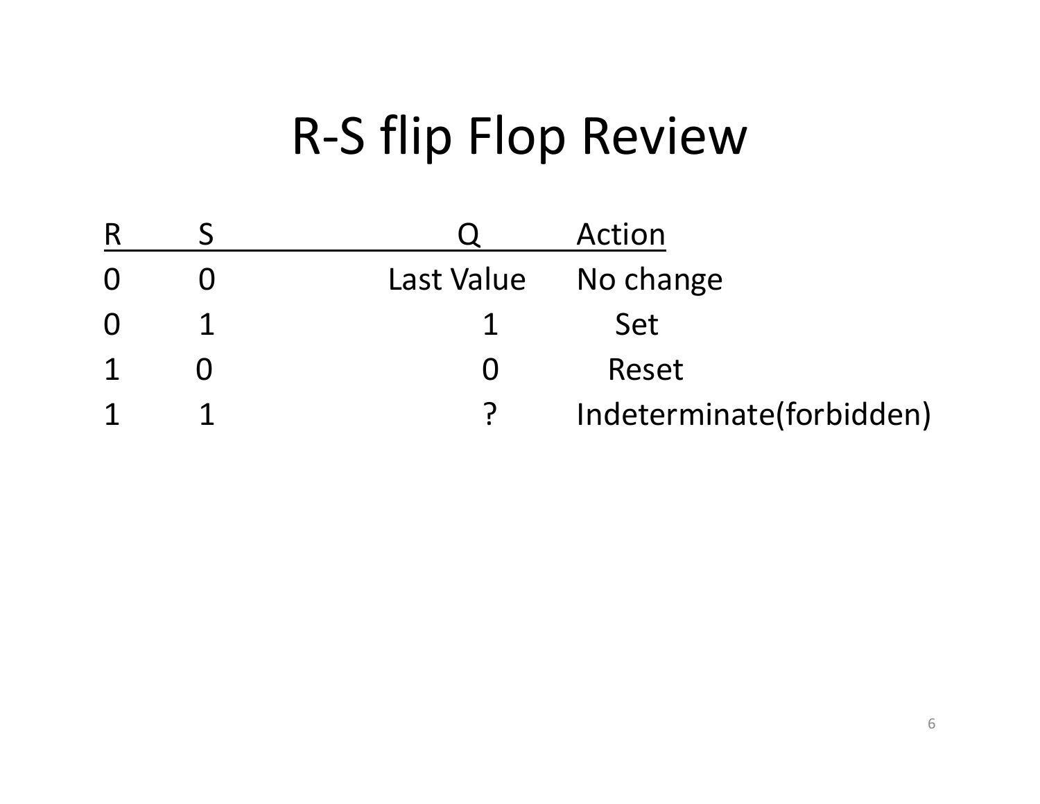# R-S flip Flop Review

| R | S | Q | Action |
|---|---|---|---|
| 0 | 0 | Last Value | No change |
| 0 | 1 | 1 | Set |
| 1 | 0 | 0 | Reset |
| 1 | 1 | ? | Indeterminate(forbidden) |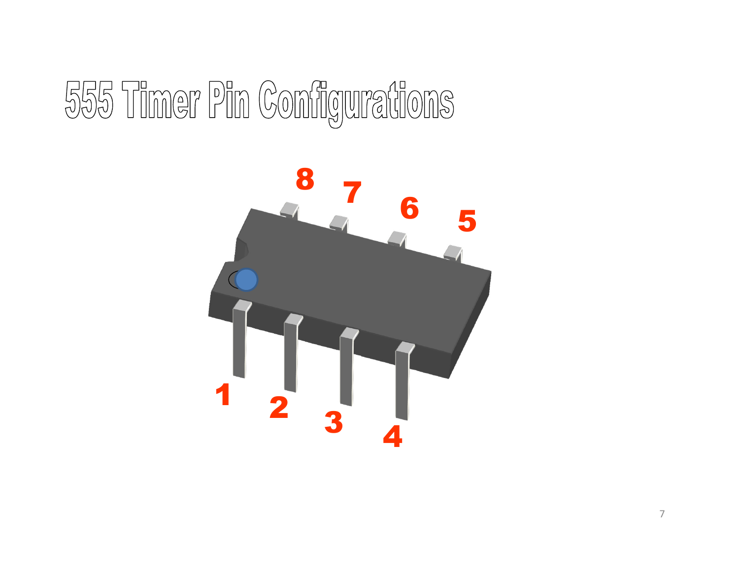# 555 Timer Pin Configurations

8 7 6 5

1 2 3 4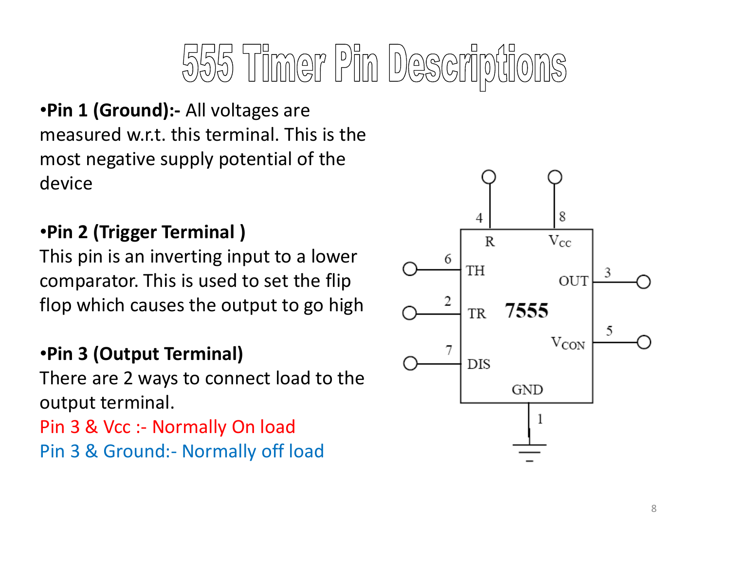# 555 Timer Pin Descriptions

- **Pin 1 (Ground):-** All voltages are measured w.r.t. this terminal. This is the most negative supply potential of the device

- **Pin 2 (Trigger Terminal )**
This pin is an inverting input to a lower comparator. This is used to set the flip flop which causes the output to go high

- **Pin 3 (Output Terminal)**
There are 2 ways to connect load to the output terminal.
Pin 3 & Vcc :- Normally On load
Pin 3 & Ground:- Normally off load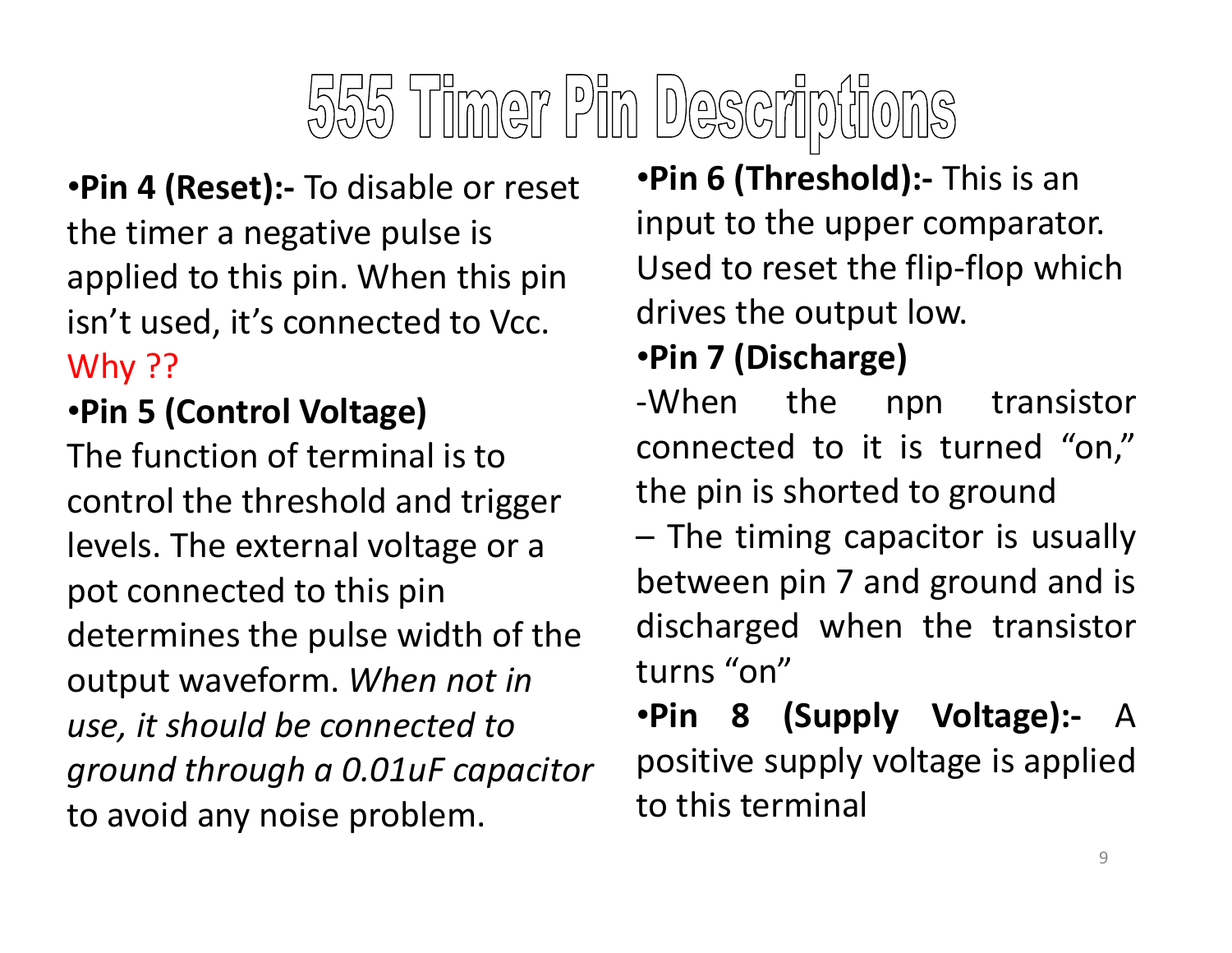# 555 Timer Pin Descriptions

- **Pin 4 (Reset):-** To disable or reset the timer a negative pulse is applied to this pin. When this pin isn't used, it's connected to Vcc. Why ??
- **Pin 5 (Control Voltage)**

The function of terminal is to control the threshold and trigger levels. The external voltage or a pot connected to this pin determines the pulse width of the output waveform. *When not in use, it should be connected to ground through a 0.01uF capacitor* to avoid any noise problem.

- **Pin 6 (Threshold):-** This is an input to the upper comparator. Used to reset the flip-flop which drives the output low.
- **Pin 7 (Discharge)**

-When the npn transistor connected to it is turned "on," the pin is shorted to ground

– The timing capacitor is usually between pin 7 and ground and is discharged when the transistor turns "on"

- **Pin 8 (Supply Voltage):-** A positive supply voltage is applied to this terminal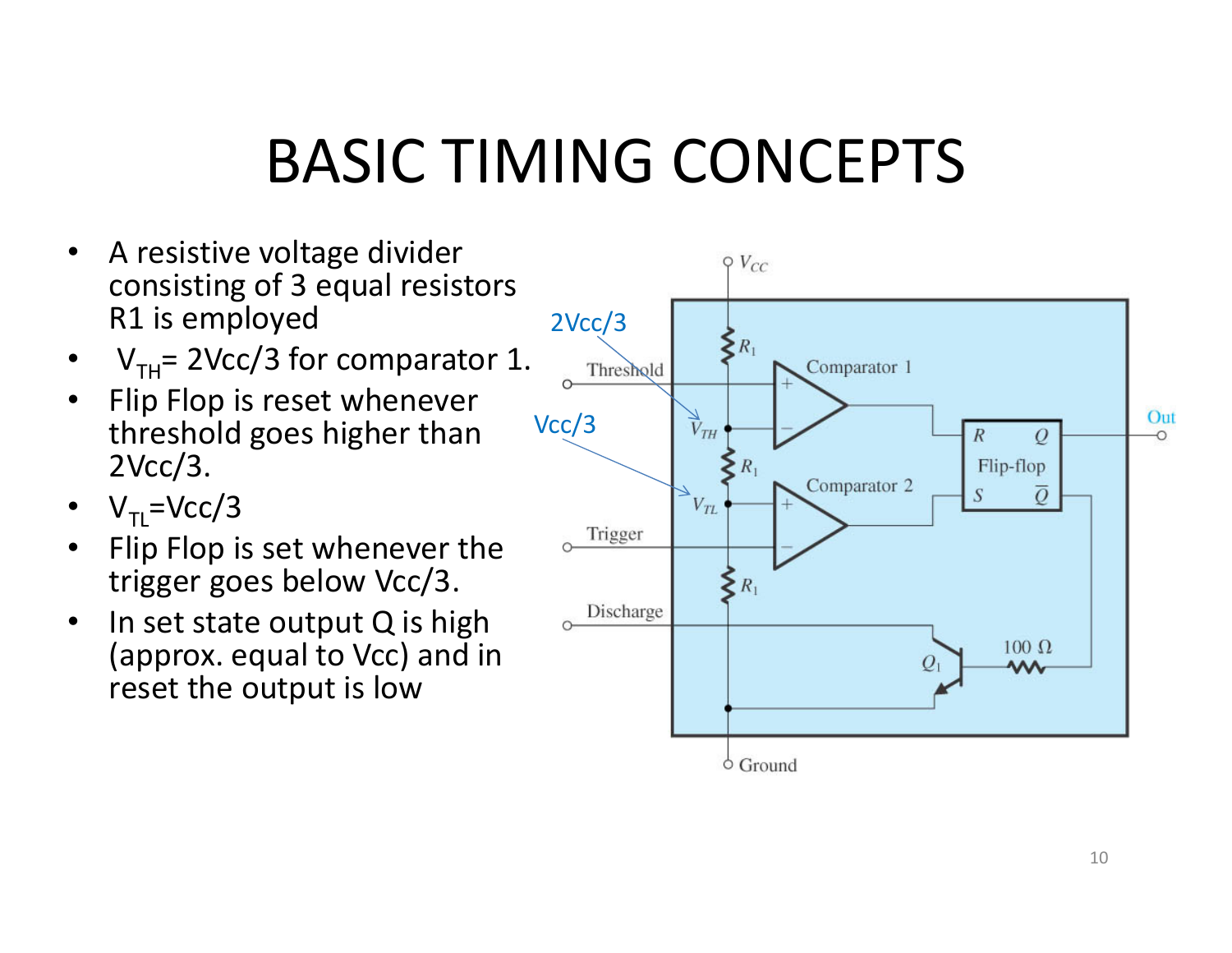# BASIC TIMING CONCEPTS

- A resistive voltage divider consisting of 3 equal resistors R1 is employed
- $V_{TH}$= 2Vcc/3 for comparator 1.
- Flip Flop is reset whenever threshold goes higher than 2Vcc/3.
- $V_{TL}$=Vcc/3
- Flip Flop is set whenever the trigger goes below Vcc/3.
- In set state output Q is high (approx. equal to Vcc) and in reset the output is low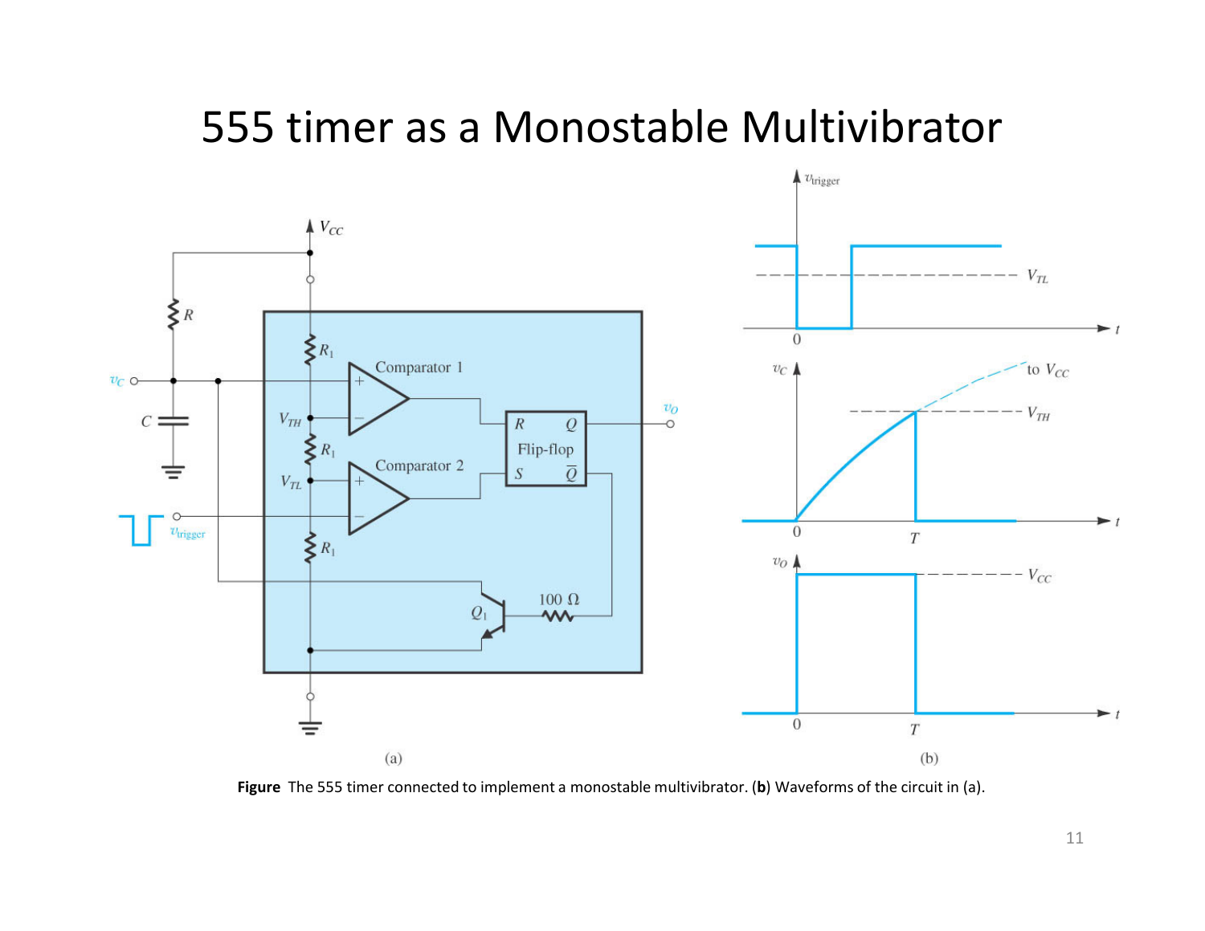# 555 timer as a Monostable Multivibrator

**Figure** The 555 timer connected to implement a monostable multivibrator. (**b**) Waveforms of the circuit in (a).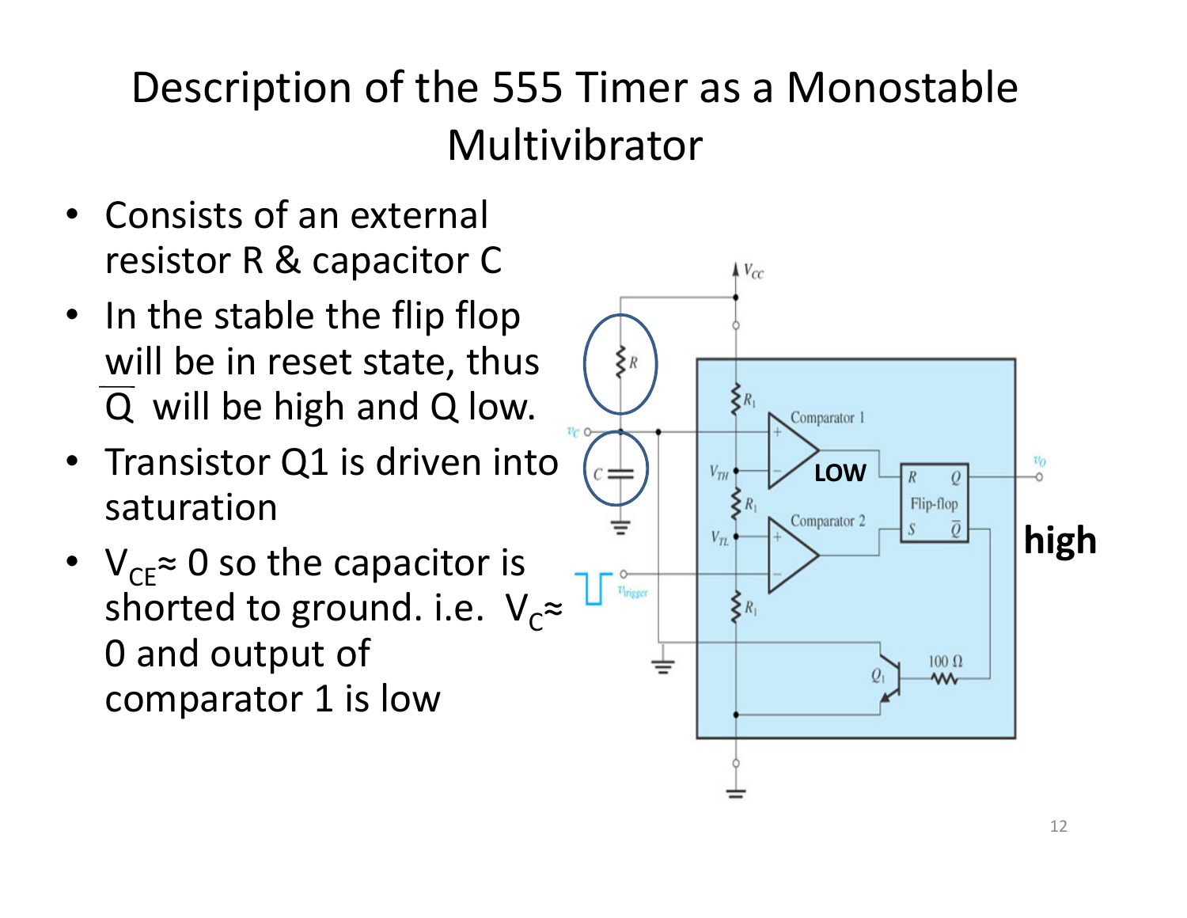# Description of the 555 Timer as a Monostable Multivibrator

- Consists of an external resistor R & capacitor C
- In the stable the flip flop will be in reset state, thus $\overline{Q}$ will be high and Q low.
- Transistor Q1 is driven into saturation
- $V_{CE} \approx 0$ so the capacitor is shorted to ground. i.e. $V_C \approx 0$ and output of comparator 1 is low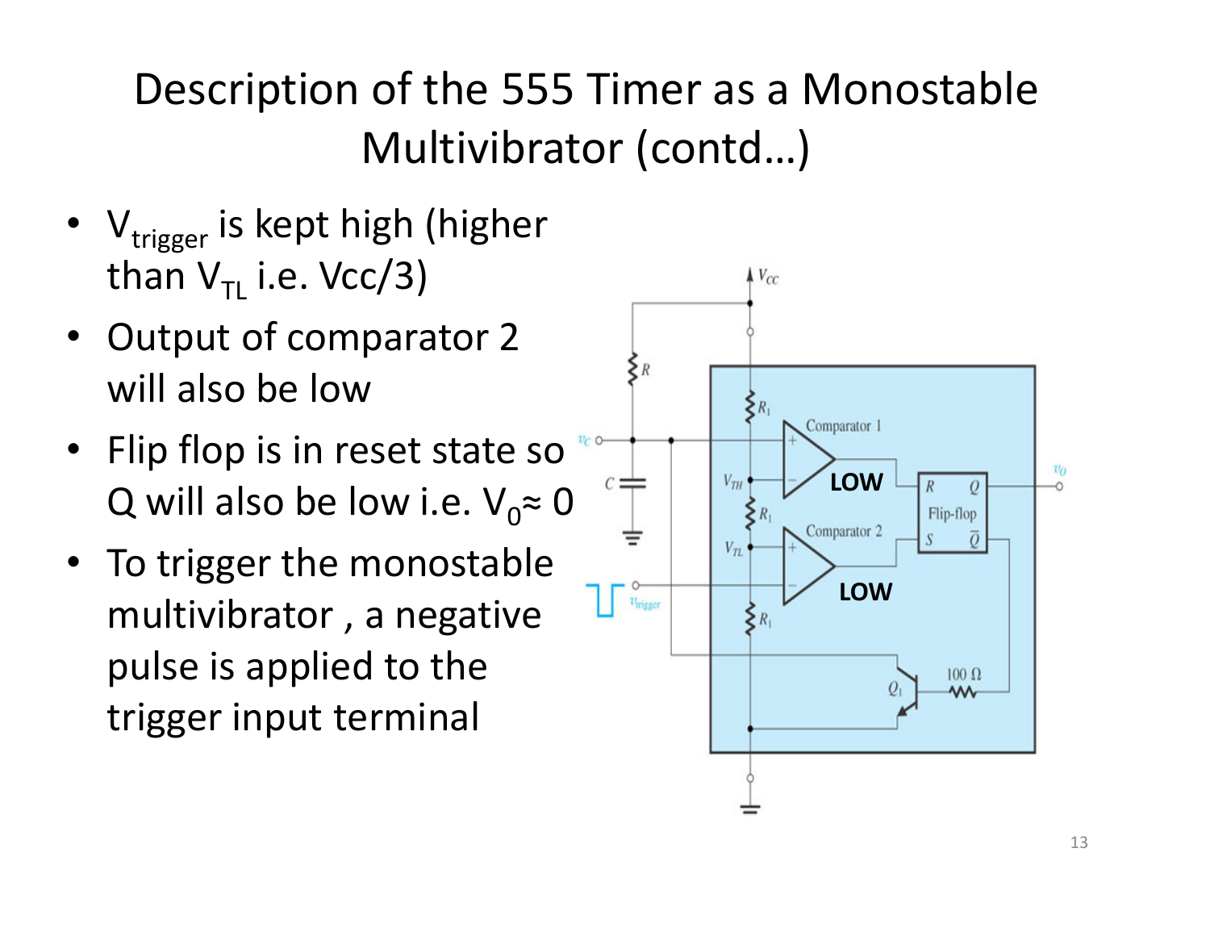# Description of the 555 Timer as a Monostable Multivibrator (contd…)

- $V_{trigger}$ is kept high (higher than $V_{TL}$ i.e. Vcc/3)
- Output of comparator 2 will also be low
- Flip flop is in reset state so Q will also be low i.e. $V_0 \approx 0$
- To trigger the monostable multivibrator , a negative pulse is applied to the trigger input terminal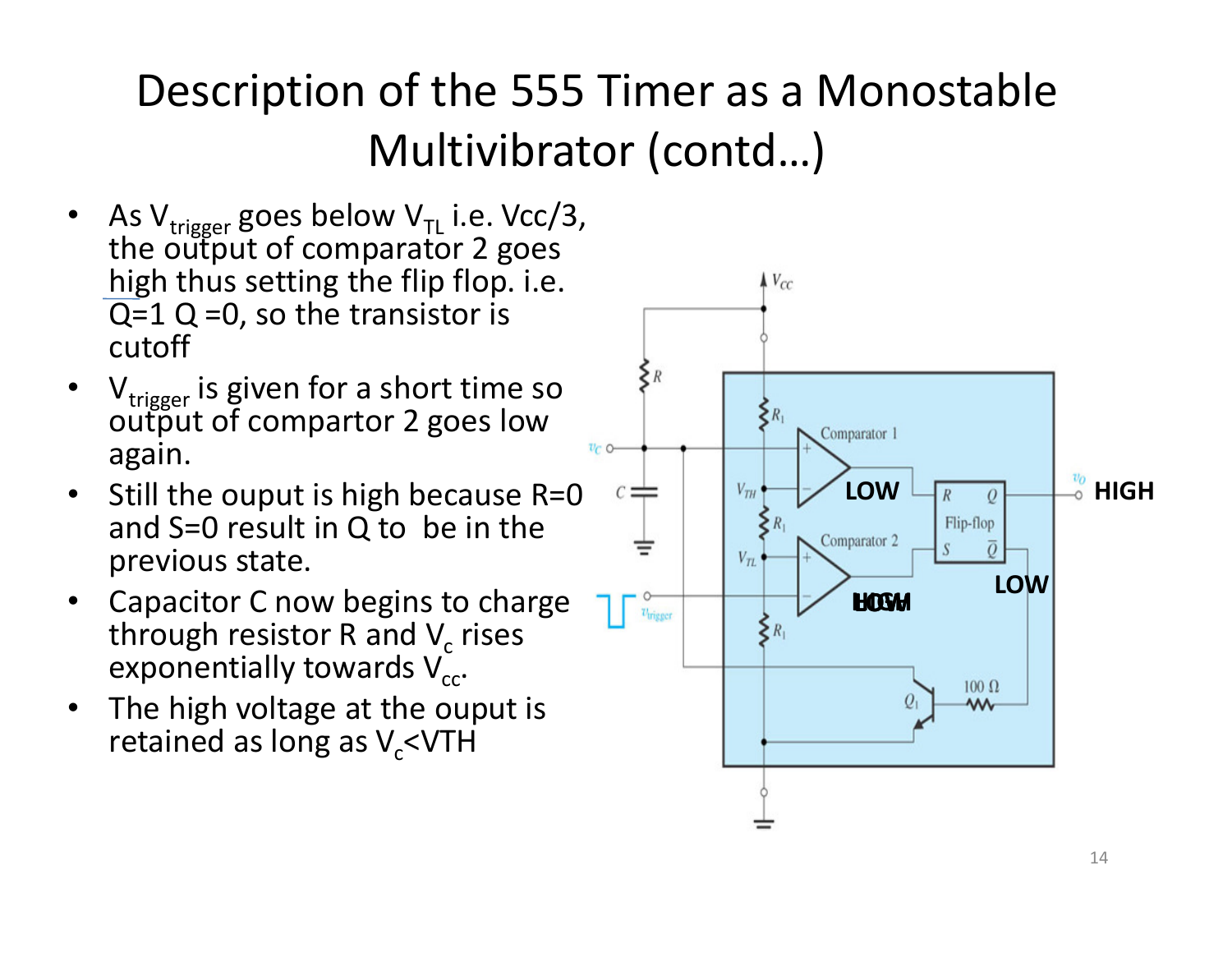# Description of the 555 Timer as a Monostable Multivibrator (contd…)

- As $V_{trigger}$ goes below $V_{TL}$ i.e. Vcc/3, the output of comparator 2 goes high thus setting the flip flop. i.e. Q=1 $\bar{Q}$ =0, so the transistor is cutoff
- $V_{trigger}$ is given for a short time so output of compartor 2 goes low again.
- Still the ouput is high because R=0 and S=0 result in Q to be in the previous state.
- Capacitor C now begins to charge through resistor R and $V_c$ rises exponentially towards $V_{cc}$.
- The high voltage at the ouput is retained as long as $V_c$<VTH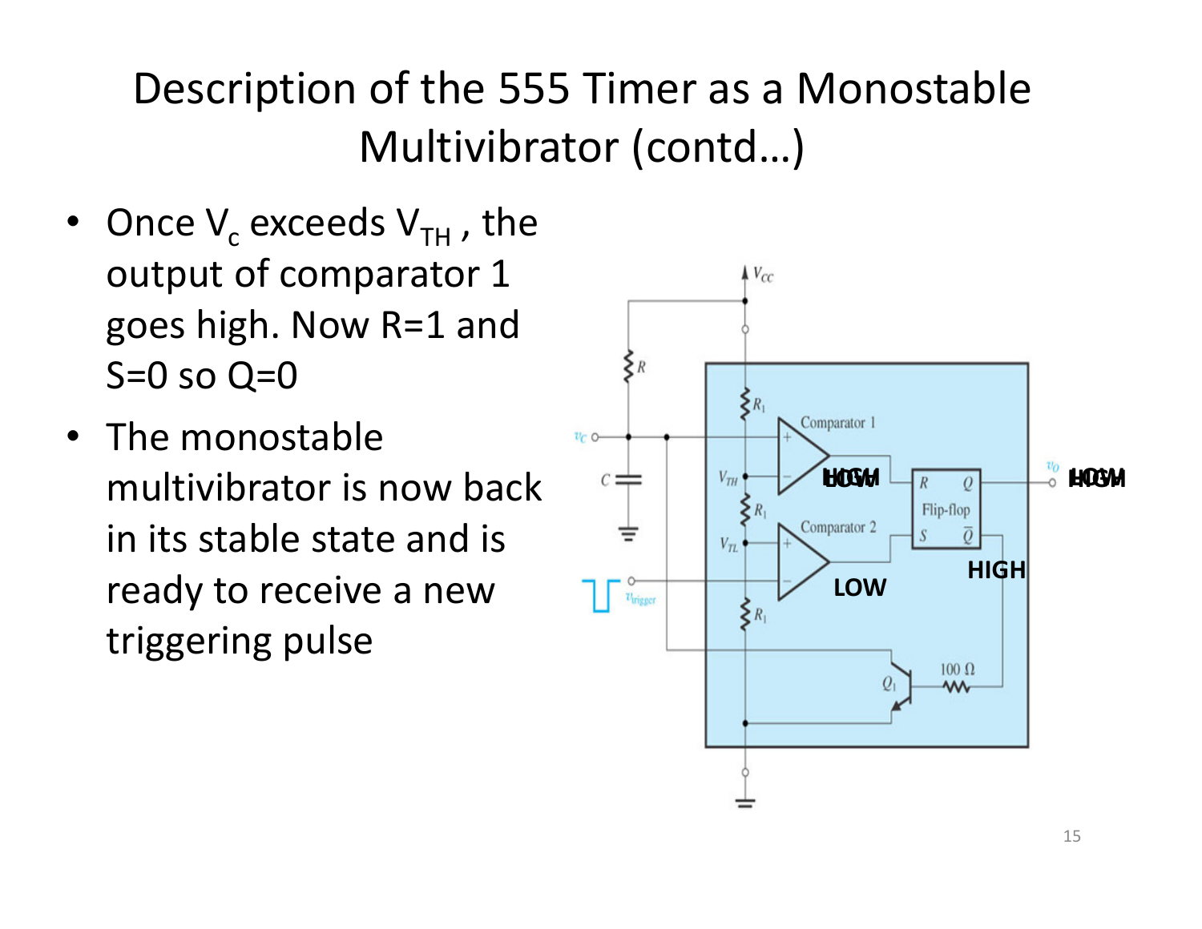# Description of the 555 Timer as a Monostable Multivibrator (contd…)

- Once $V_c$ exceeds $V_{TH}$ , the output of comparator 1 goes high. Now R=1 and S=0 so Q=0
- The monostable multivibrator is now back in its stable state and is ready to receive a new triggering pulse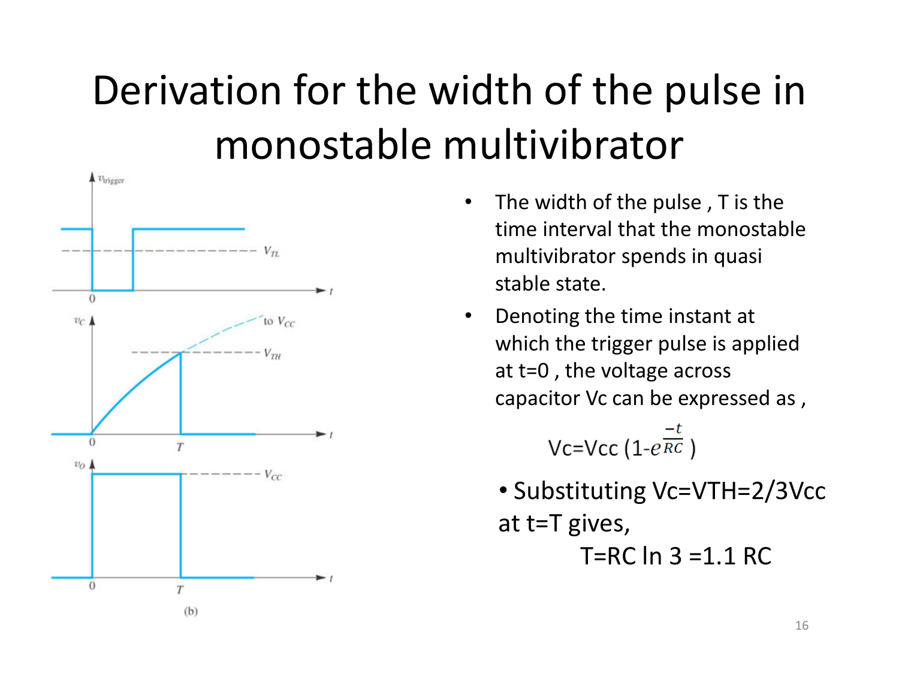# Derivation for the width of the pulse in monostable multivibrator

(b)

- The width of the pulse, T is the time interval that the monostable multivibrator spends in quasi stable state.
- Denoting the time instant at which the trigger pulse is applied at t=0, the voltage across capacitor Vc can be expressed as,

$$V_c = V_{cc}\left(1 - e^{\frac{-t}{RC}}\right)$$

- Substituting $V_c = V_{TH} = 2/3 V_{cc}$ at t=T gives,

$$T = RC \ln 3 = 1.1\, RC$$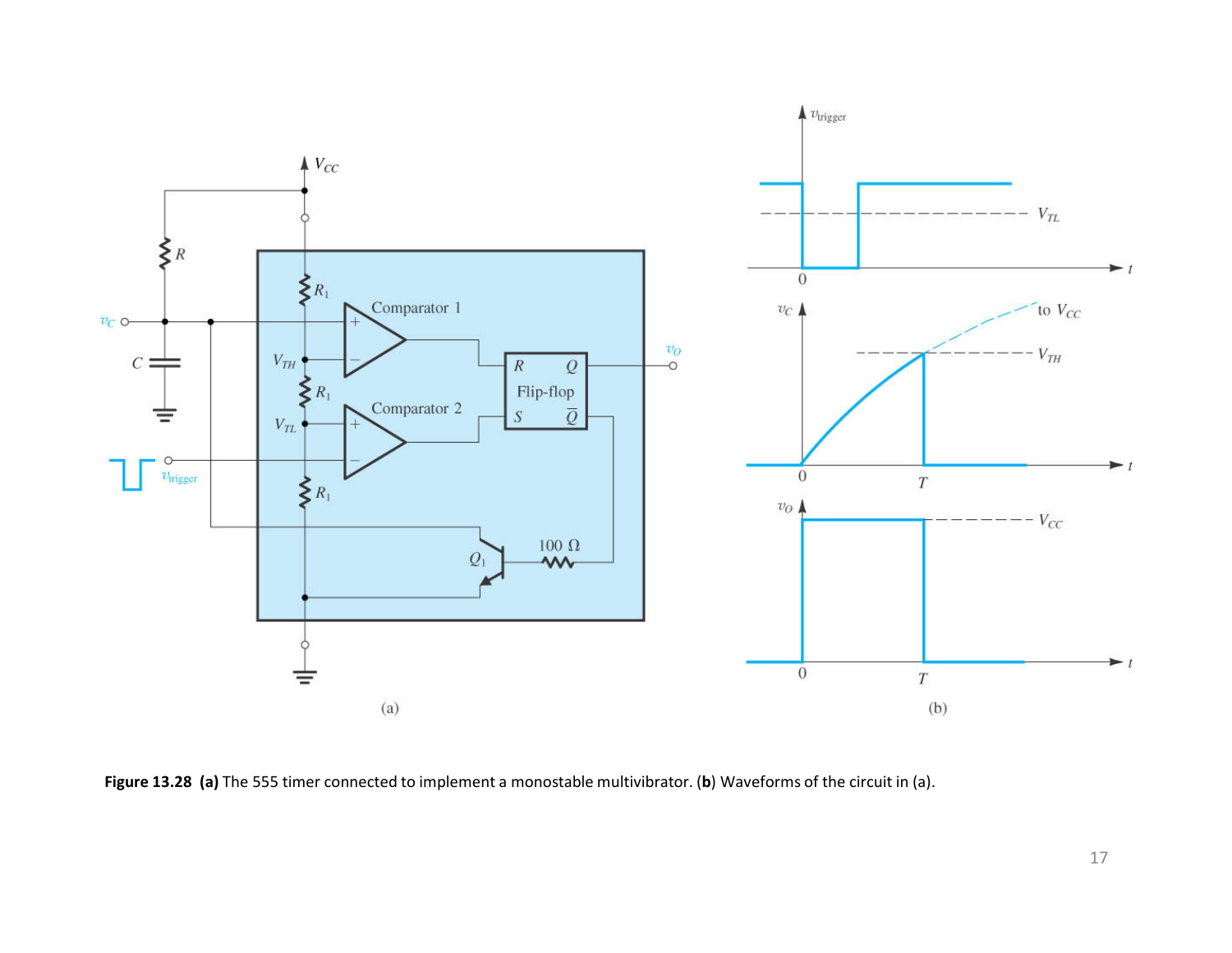**Figure 13.28** **(a)** The 555 timer connected to implement a monostable multivibrator. (**b**) Waveforms of the circuit in (a).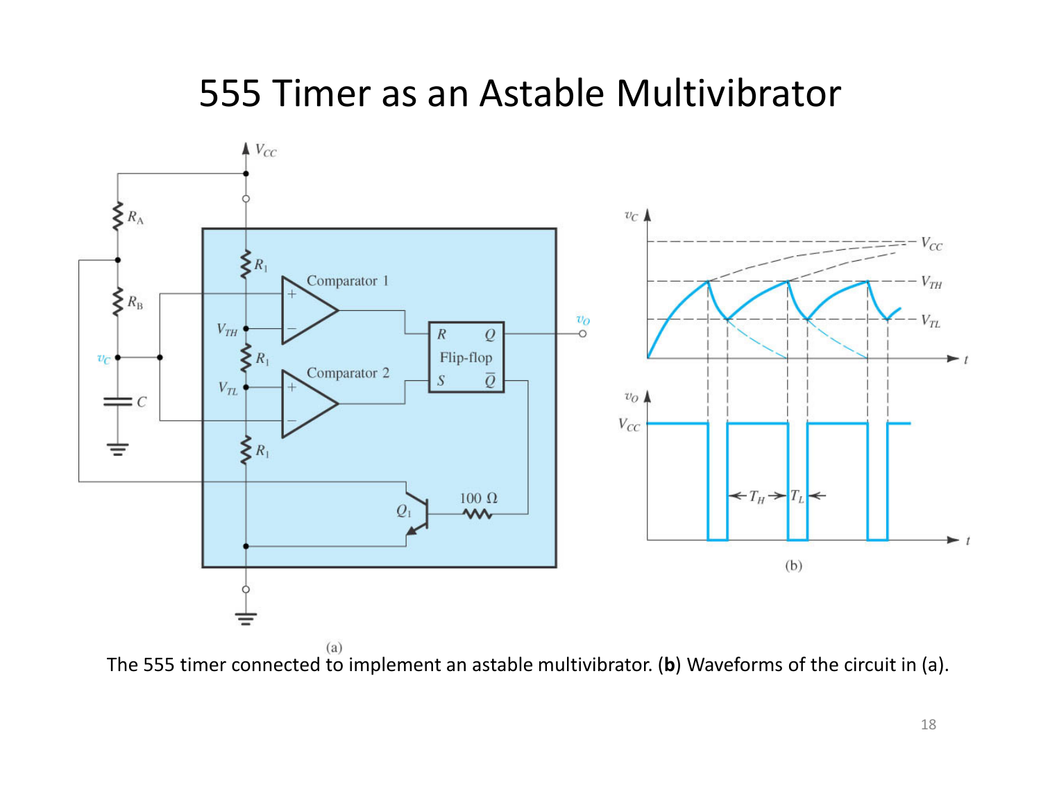# 555 Timer as an Astable Multivibrator

$V_{CC}$

$R_A$

$R_B$

$v_C$

$C$

$R_1$

$V_{TH}$

$R_1$

$V_{TL}$

$R_1$

Comparator 1

Comparator 2

R Q

Flip-flop

S $\overline{Q}$

$v_O$

$Q_1$

100 Ω

(a)

$v_C$

$V_{CC}$

$V_{TH}$

$V_{TL}$

$t$

$v_O$

$V_{CC}$

$T_H$

$T_L$

$t$

(b)

The 555 timer connected to implement an astable multivibrator. (**b**) Waveforms of the circuit in (a).